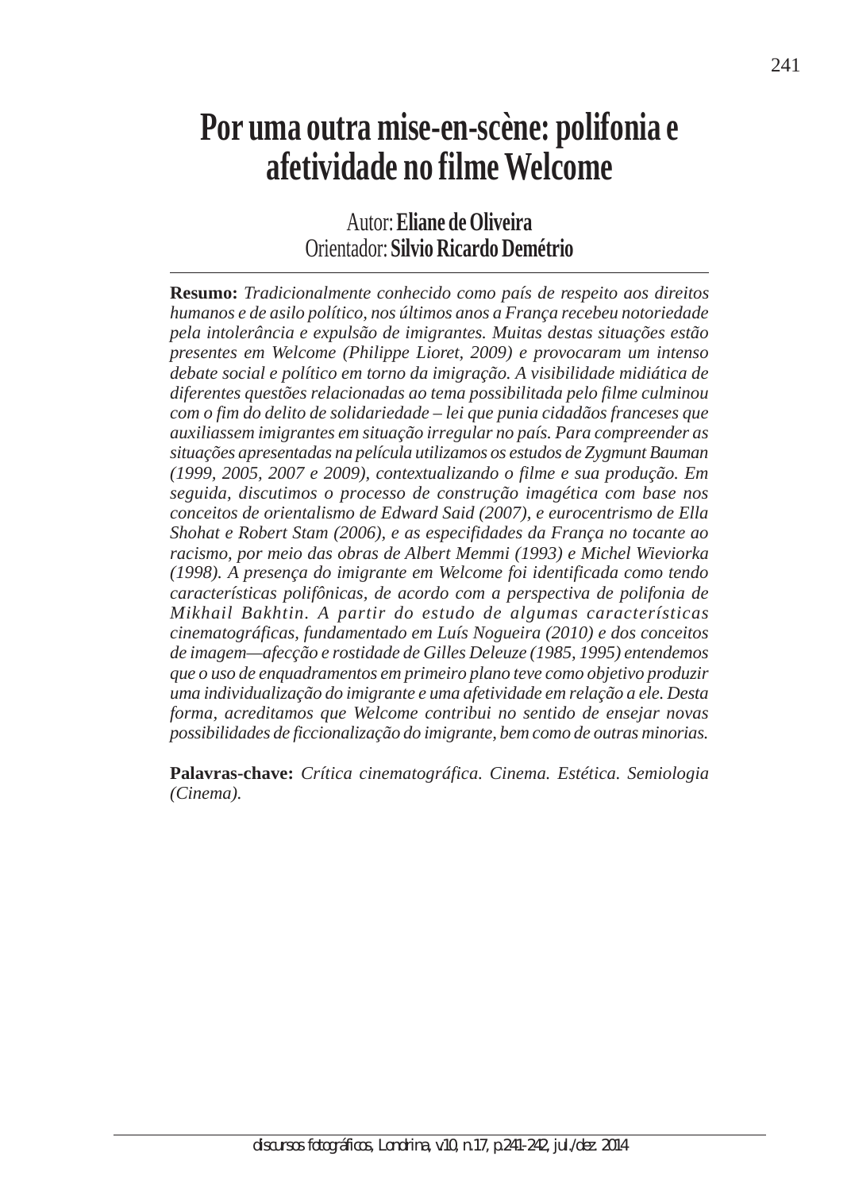# Por uma outra mise-en-scène: polifonia e afetividade no filme Welcome

Autor: **Eliane de Oliveira**
Orientador: **Silvio Ricardo Demétrio**

---

**Resumo:** *Tradicionalmente conhecido como país de respeito aos direitos humanos e de asilo político, nos últimos anos a França recebeu notoriedade pela intolerância e expulsão de imigrantes. Muitas destas situações estão presentes em Welcome (Philippe Lioret, 2009) e provocaram um intenso debate social e político em torno da imigração. A visibilidade midiática de diferentes questões relacionadas ao tema possibilitada pelo filme culminou com o fim do delito de solidariedade – lei que punia cidadãos franceses que auxiliassem imigrantes em situação irregular no país. Para compreender as situações apresentadas na película utilizamos os estudos de Zygmunt Bauman (1999, 2005, 2007 e 2009), contextualizando o filme e sua produção. Em seguida, discutimos o processo de construção imagética com base nos conceitos de orientalismo de Edward Said (2007), e eurocentrismo de Ella Shohat e Robert Stam (2006), e as especifidades da França no tocante ao racismo, por meio das obras de Albert Memmi (1993) e Michel Wieviorka (1998). A presença do imigrante em Welcome foi identificada como tendo características polifônicas, de acordo com a perspectiva de polifonia de Mikhail Bakhtin. A partir do estudo de algumas características cinematográficas, fundamentado em Luís Nogueira (2010) e dos conceitos de imagem—afecção e rostidade de Gilles Deleuze (1985, 1995) entendemos que o uso de enquadramentos em primeiro plano teve como objetivo produzir uma individualização do imigrante e uma afetividade em relação a ele. Desta forma, acreditamos que Welcome contribui no sentido de ensejar novas possibilidades de ficcionalização do imigrante, bem como de outras minorias.*

**Palavras-chave:** *Crítica cinematográfica. Cinema. Estética. Semiologia (Cinema).*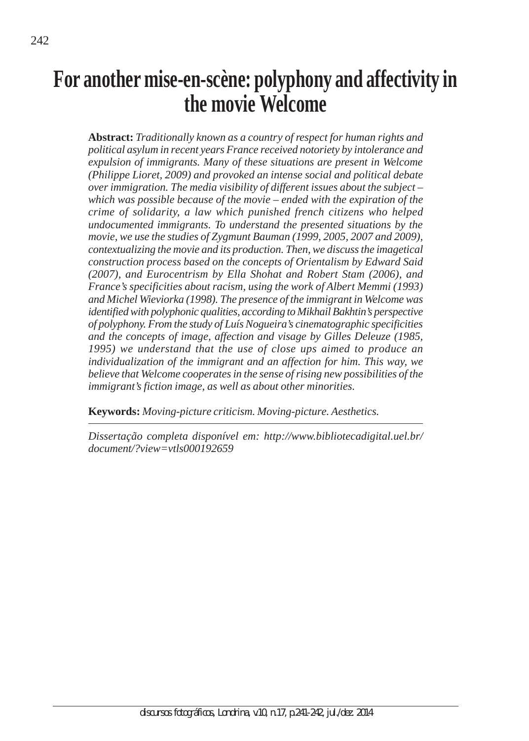# For another mise-en-scène: polyphony and affectivity in the movie Welcome

**Abstract:** *Traditionally known as a country of respect for human rights and political asylum in recent years France received notoriety by intolerance and expulsion of immigrants. Many of these situations are present in Welcome (Philippe Lioret, 2009) and provoked an intense social and political debate over immigration. The media visibility of different issues about the subject – which was possible because of the movie – ended with the expiration of the crime of solidarity, a law which punished french citizens who helped undocumented immigrants. To understand the presented situations by the movie, we use the studies of Zygmunt Bauman (1999, 2005, 2007 and 2009), contextualizing the movie and its production. Then, we discuss the imagetical construction process based on the concepts of Orientalism by Edward Said (2007), and Eurocentrism by Ella Shohat and Robert Stam (2006), and France's specificities about racism, using the work of Albert Memmi (1993) and Michel Wieviorka (1998). The presence of the immigrant in Welcome was identified with polyphonic qualities, according to Mikhail Bakhtin's perspective of polyphony. From the study of Luís Nogueira's cinematographic specificities and the concepts of image, affection and visage by Gilles Deleuze (1985, 1995) we understand that the use of close ups aimed to produce an individualization of the immigrant and an affection for him. This way, we believe that Welcome cooperates in the sense of rising new possibilities of the immigrant's fiction image, as well as about other minorities.*

**Keywords:** *Moving-picture criticism. Moving-picture. Aesthetics.*

---

*Dissertação completa disponível em: http://www.bibliotecadigital.uel.br/document/?view=vtls000192659*